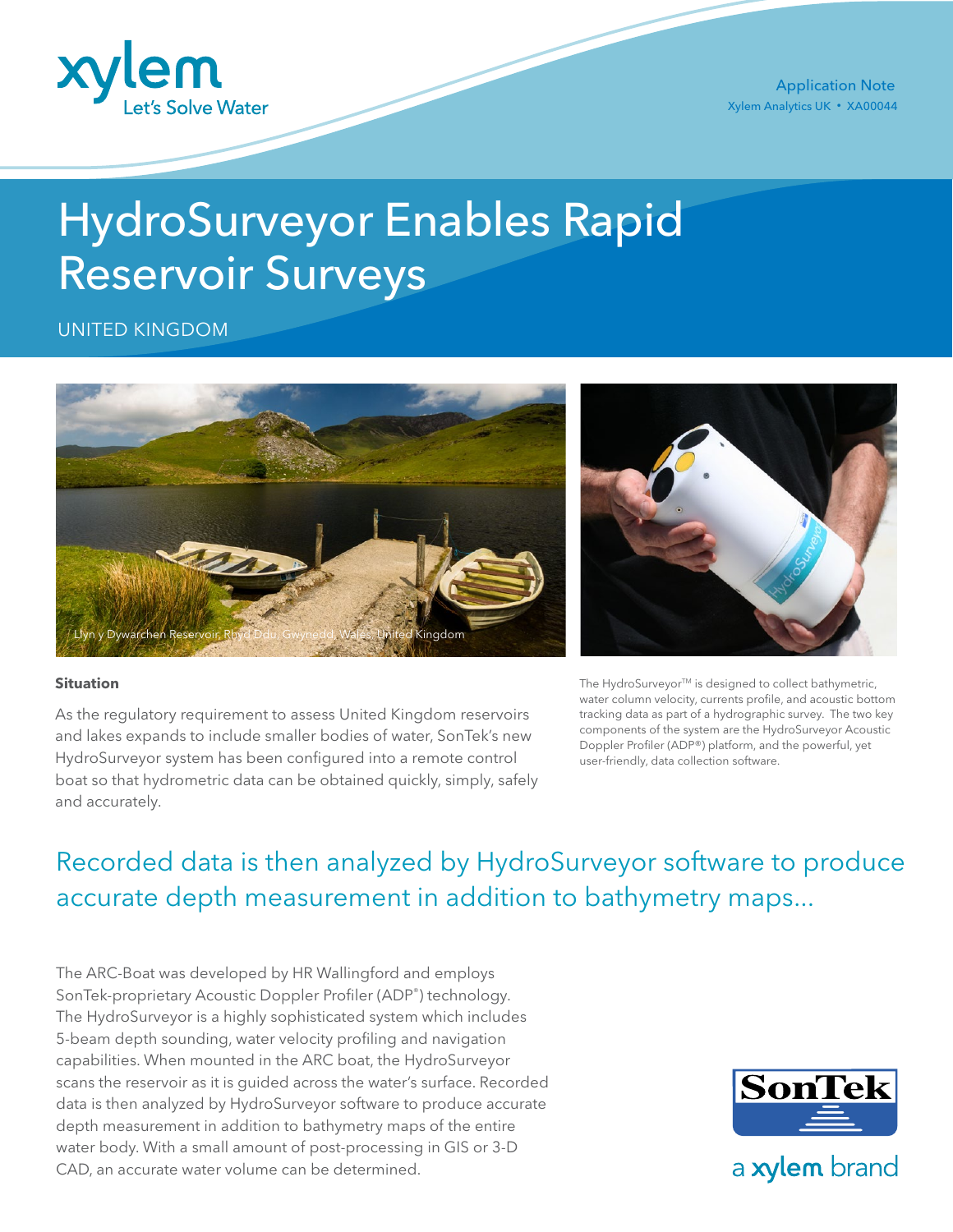Application Note
Xylem Analytics UK • XA00044

# HydroSurveyor Enables Rapid Reservoir Surveys

UNITED KINGDOM

Llyn y Dywarchen Reservoir, Rhyd Ddu, Gwynedd, Wales, United Kingdom

The HydroSurveyor™ is designed to collect bathymetric, water column velocity, currents profile, and acoustic bottom tracking data as part of a hydrographic survey. The two key components of the system are the HydroSurveyor Acoustic Doppler Profiler (ADP®) platform, and the powerful, yet user-friendly, data collection software.

**Situation**

As the regulatory requirement to assess United Kingdom reservoirs and lakes expands to include smaller bodies of water, SonTek's new HydroSurveyor system has been configured into a remote control boat so that hydrometric data can be obtained quickly, simply, safely and accurately.

## Recorded data is then analyzed by HydroSurveyor software to produce accurate depth measurement in addition to bathymetry maps...

The ARC-Boat was developed by HR Wallingford and employs SonTek-proprietary Acoustic Doppler Profiler (ADP®) technology. The HydroSurveyor is a highly sophisticated system which includes 5-beam depth sounding, water velocity profiling and navigation capabilities. When mounted in the ARC boat, the HydroSurveyor scans the reservoir as it is guided across the water's surface. Recorded data is then analyzed by HydroSurveyor software to produce accurate depth measurement in addition to bathymetry maps of the entire water body. With a small amount of post-processing in GIS or 3-D CAD, an accurate water volume can be determined.

SonTek
a xylem brand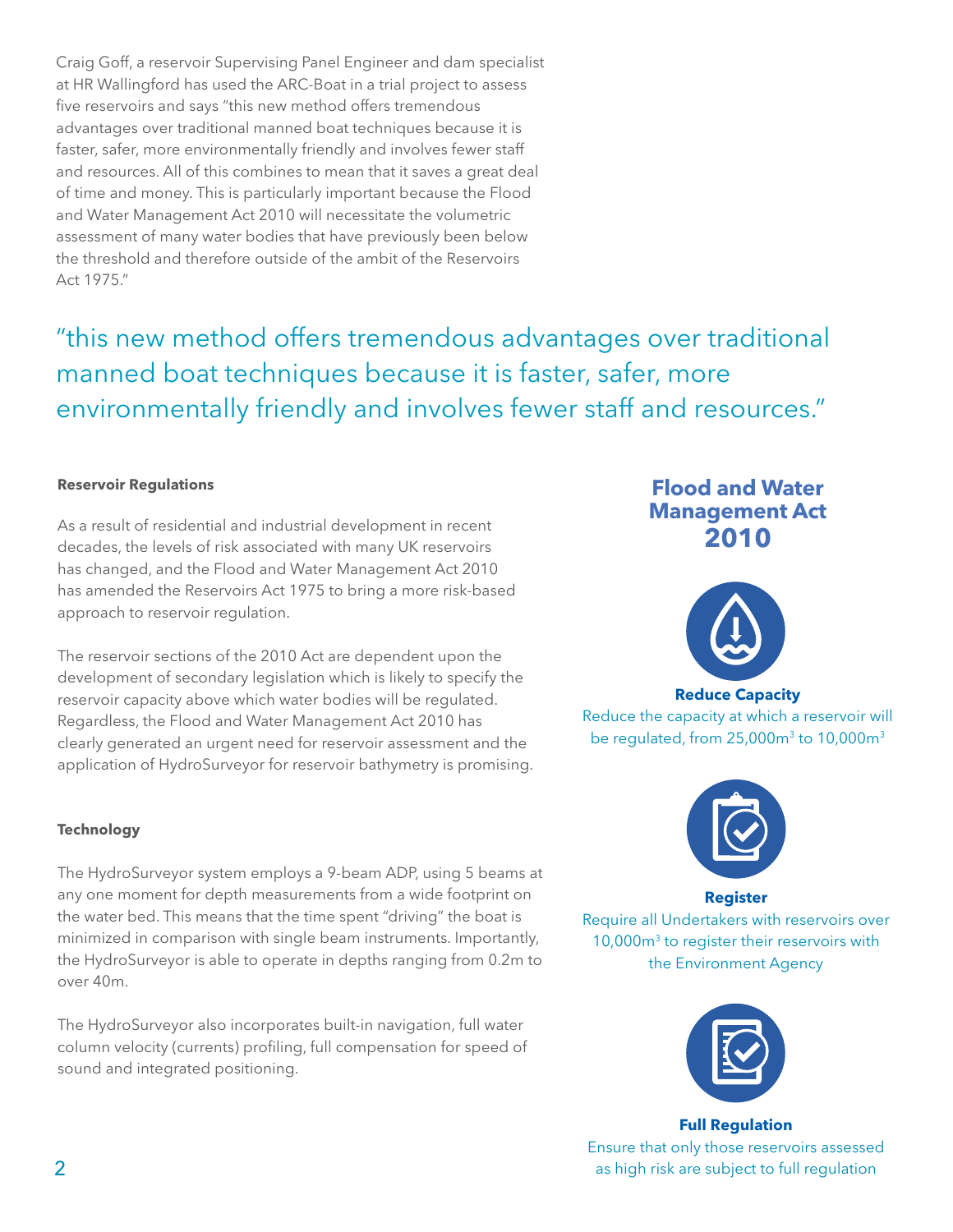Craig Goff, a reservoir Supervising Panel Engineer and dam specialist at HR Wallingford has used the ARC-Boat in a trial project to assess five reservoirs and says "this new method offers tremendous advantages over traditional manned boat techniques because it is faster, safer, more environmentally friendly and involves fewer staff and resources. All of this combines to mean that it saves a great deal of time and money. This is particularly important because the Flood and Water Management Act 2010 will necessitate the volumetric assessment of many water bodies that have previously been below the threshold and therefore outside of the ambit of the Reservoirs Act 1975."

> "this new method offers tremendous advantages over traditional manned boat techniques because it is faster, safer, more environmentally friendly and involves fewer staff and resources."

**Reservoir Regulations**

As a result of residential and industrial development in recent decades, the levels of risk associated with many UK reservoirs has changed, and the Flood and Water Management Act 2010 has amended the Reservoirs Act 1975 to bring a more risk-based approach to reservoir regulation.

The reservoir sections of the 2010 Act are dependent upon the development of secondary legislation which is likely to specify the reservoir capacity above which water bodies will be regulated. Regardless, the Flood and Water Management Act 2010 has clearly generated an urgent need for reservoir assessment and the application of HydroSurveyor for reservoir bathymetry is promising.

**Technology**

The HydroSurveyor system employs a 9-beam ADP, using 5 beams at any one moment for depth measurements from a wide footprint on the water bed. This means that the time spent "driving" the boat is minimized in comparison with single beam instruments. Importantly, the HydroSurveyor is able to operate in depths ranging from 0.2m to over 40m.

The HydroSurveyor also incorporates built-in navigation, full water column velocity (currents) profiling, full compensation for speed of sound and integrated positioning.

## Flood and Water Management Act 2010

**Reduce Capacity**

Reduce the capacity at which a reservoir will be regulated, from 25,000m$^3$ to 10,000m$^3$

**Register**

Require all Undertakers with reservoirs over 10,000m$^3$ to register their reservoirs with the Environment Agency

**Full Regulation**

Ensure that only those reservoirs assessed as high risk are subject to full regulation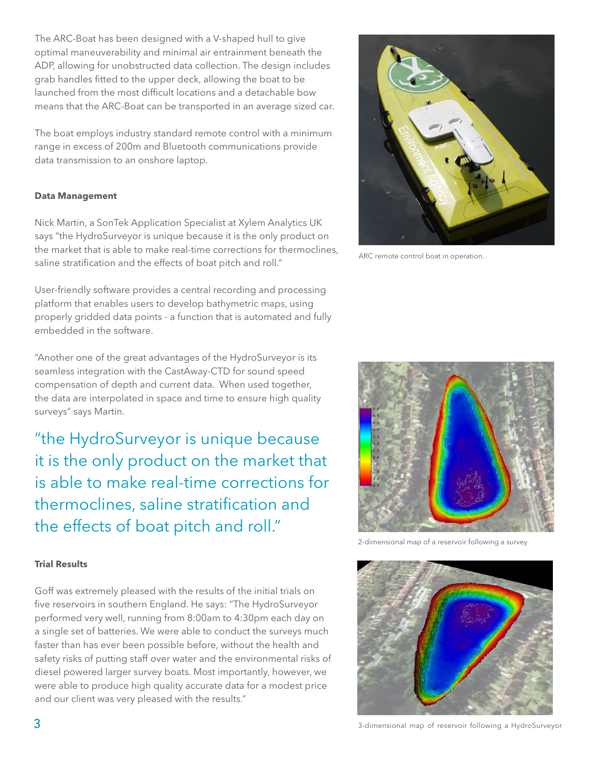The ARC-Boat has been designed with a V-shaped hull to give optimal maneuverability and minimal air entrainment beneath the ADP, allowing for unobstructed data collection. The design includes grab handles fitted to the upper deck, allowing the boat to be launched from the most difficult locations and a detachable bow means that the ARC-Boat can be transported in an average sized car.

The boat employs industry standard remote control with a minimum range in excess of 200m and Bluetooth communications provide data transmission to an onshore laptop.

ARC remote control boat in operation.

**Data Management**

Nick Martin, a SonTek Application Specialist at Xylem Analytics UK says "the HydroSurveyor is unique because it is the only product on the market that is able to make real-time corrections for thermoclines, saline stratification and the effects of boat pitch and roll."

User-friendly software provides a central recording and processing platform that enables users to develop bathymetric maps, using properly gridded data points - a function that is automated and fully embedded in the software.

"Another one of the great advantages of the HydroSurveyor is its seamless integration with the CastAway-CTD for sound speed compensation of depth and current data. When used together, the data are interpolated in space and time to ensure high quality surveys" says Martin.

> "the HydroSurveyor is unique because it is the only product on the market that is able to make real-time corrections for thermoclines, saline stratification and the effects of boat pitch and roll."

2-dimensional map of a reservoir following a survey.

**Trial Results**

Goff was extremely pleased with the results of the initial trials on five reservoirs in southern England. He says: "The HydroSurveyor performed very well, running from 8:00am to 4:30pm each day on a single set of batteries. We were able to conduct the surveys much faster than has ever been possible before, without the health and safety risks of putting staff over water and the environmental risks of diesel powered larger survey boats. Most importantly, however, we were able to produce high quality accurate data for a modest price and our client was very pleased with the results."

3-dimensional map of reservoir following a HydroSurveyor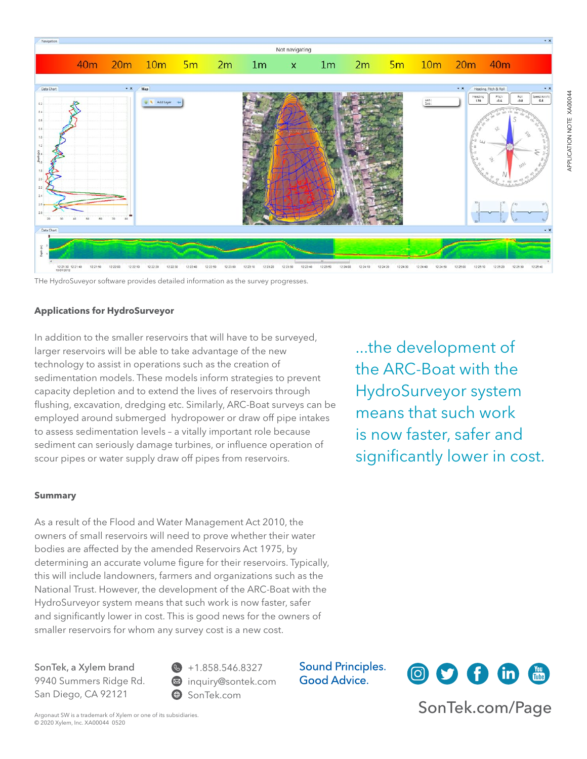THe HydroSuveyor software provides detailed information as the survey progresses.

**Applications for HydroSurveyor**

In addition to the smaller reservoirs that will have to be surveyed, larger reservoirs will be able to take advantage of the new technology to assist in operations such as the creation of sedimentation models. These models inform strategies to prevent capacity depletion and to extend the lives of reservoirs through flushing, excavation, dredging etc. Similarly, ARC-Boat surveys can be employed around submerged hydropower or draw off pipe intakes to assess sedimentation levels – a vitally important role because sediment can seriously damage turbines, or influence operation of scour pipes or water supply draw off pipes from reservoirs.

...the development of the ARC-Boat with the HydroSurveyor system means that such work is now faster, safer and significantly lower in cost.

**Summary**

As a result of the Flood and Water Management Act 2010, the owners of small reservoirs will need to prove whether their water bodies are affected by the amended Reservoirs Act 1975, by determining an accurate volume figure for their reservoirs. Typically, this will include landowners, farmers and organizations such as the National Trust. However, the development of the ARC-Boat with the HydroSurveyor system means that such work is now faster, safer and significantly lower in cost. This is good news for the owners of smaller reservoirs for whom any survey cost is a new cost.

SonTek, a Xylem brand
9940 Summers Ridge Rd.
San Diego, CA 92121

+1.858.546.8327
inquiry@sontek.com
SonTek.com

Sound Principles. Good Advice.

SonTek.com/Page

Argonaut SW is a trademark of Xylem or one of its subsidiaries.
© 2020 Xylem, Inc. XA00044 0520